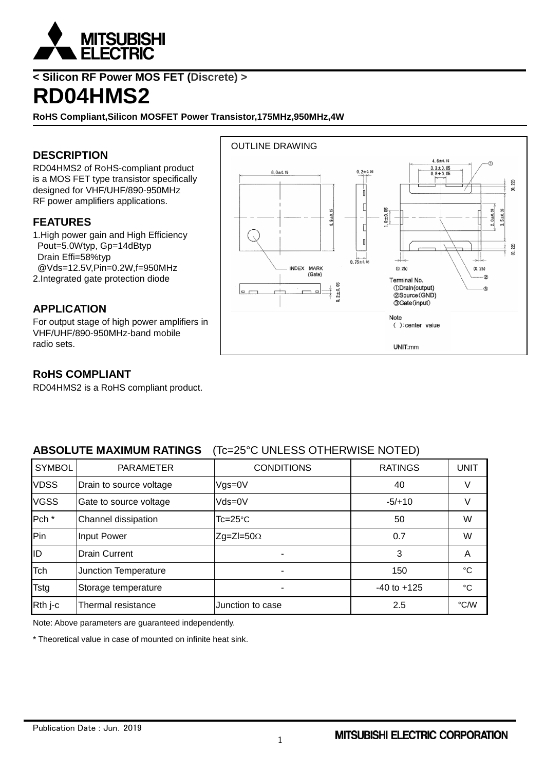< Silicon RF Power MOS FET (Discrete) >

# RD04HMS2

**RoHS Compliant,Silicon MOSFET Power Transistor,175MHz,950MHz,4W**

## DESCRIPTION

RD04HMS2 of RoHS-compliant product is a MOS FET type transistor specifically designed for VHF/UHF/890-950MHz RF power amplifiers applications.

## FEATURES

1.High power gain and High Efficiency
 Pout=5.0Wtyp, Gp=14dBtyp
 Drain Effi=58%typ
 @Vds=12.5V,Pin=0.2W,f=950MHz
2.Integrated gate protection diode

## APPLICATION

For output stage of high power amplifiers in VHF/UHF/890-950MHz-band mobile radio sets.

## RoHS COMPLIANT

RD04HMS2 is a RoHS compliant product.

OUTLINE DRAWING

Terminal No.
①Drain(output)
②Source(GND)
③Gate(input)

Note
( ):center value

UNIT:mm

## ABSOLUTE MAXIMUM RATINGS (Tc=25°C UNLESS OTHERWISE NOTED)

| SYMBOL | PARAMETER | CONDITIONS | RATINGS | UNIT |
|---|---|---|---|---|
| VDSS | Drain to source voltage | Vgs=0V | 40 | V |
| VGSS | Gate to source voltage | Vds=0V | -5/+10 | V |
| Pch * | Channel dissipation | Tc=25°C | 50 | W |
| Pin | Input Power | Zg=Zl=50Ω | 0.7 | W |
| ID | Drain Current | - | 3 | A |
| Tch | Junction Temperature | - | 150 | °C |
| Tstg | Storage temperature | - | -40 to +125 | °C |
| Rth j-c | Thermal resistance | Junction to case | 2.5 | °C/W |

Note: Above parameters are guaranteed independently.

* Theoretical value in case of mounted on infinite heat sink.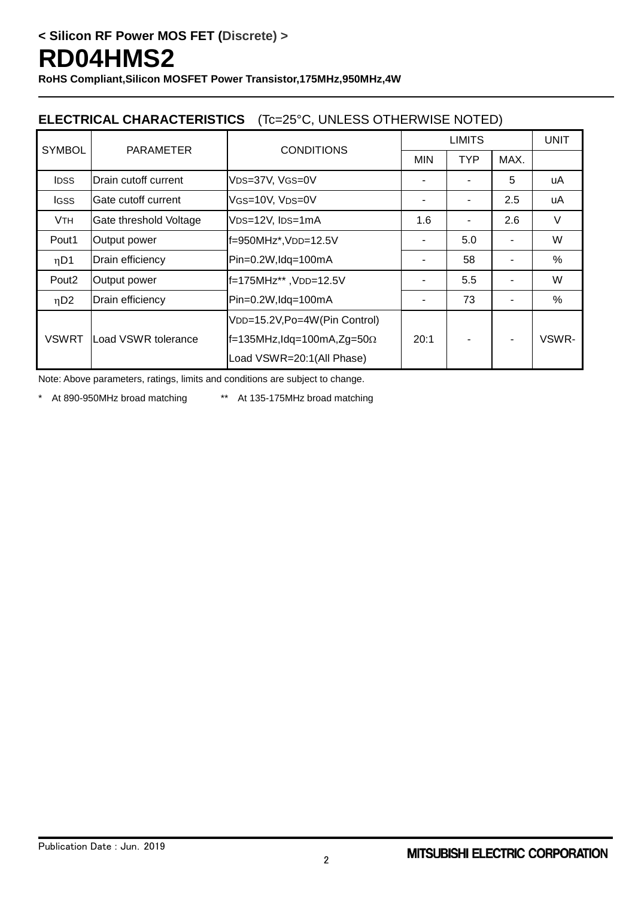< Silicon RF Power MOS FET (Discrete) >

# RD04HMS2

**RoHS Compliant,Silicon MOSFET Power Transistor,175MHz,950MHz,4W**

## ELECTRICAL CHARACTERISTICS (Tc=25°C, UNLESS OTHERWISE NOTED)

| SYMBOL | PARAMETER | CONDITIONS | LIMITS | | | UNIT |
|---|---|---|---|---|---|---|
| | | | MIN | TYP | MAX. | |
| $I_{DSS}$ | Drain cutoff current | $V_{DS}$=37V, $V_{GS}$=0V | - | - | 5 | uA |
| $I_{GSS}$ | Gate cutoff current | $V_{GS}$=10V, $V_{DS}$=0V | - | - | 2.5 | uA |
| $V_{TH}$ | Gate threshold Voltage | $V_{DS}$=12V, $I_{DS}$=1mA | 1.6 | - | 2.6 | V |
| Pout1 | Output power | f=950MHz*,$V_{DD}$=12.5V Pin=0.2W,Idq=100mA | - | 5.0 | - | W |
| $\eta$D1 | Drain efficiency | | - | 58 | - | % |
| Pout2 | Output power | f=175MHz** ,$V_{DD}$=12.5V Pin=0.2W,Idq=100mA | - | 5.5 | - | W |
| $\eta$D2 | Drain efficiency | | - | 73 | - | % |
| VSWRT | Load VSWR tolerance | $V_{DD}$=15.2V,Po=4W(Pin Control) f=135MHz,Idq=100mA,Zg=50Ω Load VSWR=20:1(All Phase) | 20:1 | - | - | VSWR- |

Note: Above parameters, ratings, limits and conditions are subject to change.

\* At 890-950MHz broad matching ** At 135-175MHz broad matching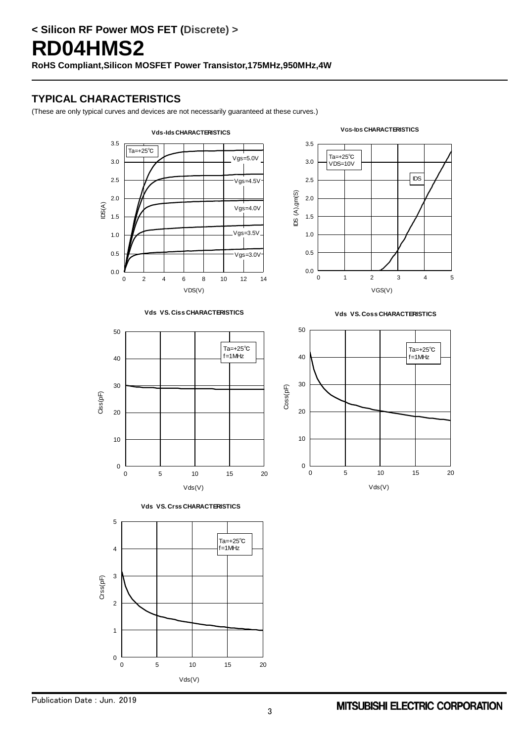## < Silicon RF Power MOS FET (Discrete) >

# RD04HMS2

**RoHS Compliant,Silicon MOSFET Power Transistor,175MHz,950MHz,4W**

## TYPICAL CHARACTERISTICS

(These are only typical curves and devices are not necessarily guaranteed at these curves.)

**Vds-Ids CHARACTERISTICS**

Ta=+25℃

Vgs=5.0V, Vgs=4.5V, Vgs=4.0V, Vgs=3.5V, Vgs=3.0V

IDS(A) vs VDS(V)

**VGS-IDS CHARACTERISTICS**

Ta=+25℃
VDS=10V

IDS

IDS (A),gm(S) vs VGS(V)

**Vds VS. Ciss CHARACTERISTICS**

Ta=+25℃
f=1MHz

Ciss(pF) vs Vds(V)

**Vds VS. Coss CHARACTERISTICS**

Ta=+25℃
f=1MHz

Coss(pF) vs Vds(V)

**Vds VS. Crss CHARACTERISTICS**

Ta=+25℃
f=1MHz

Crss(pF) vs Vds(V)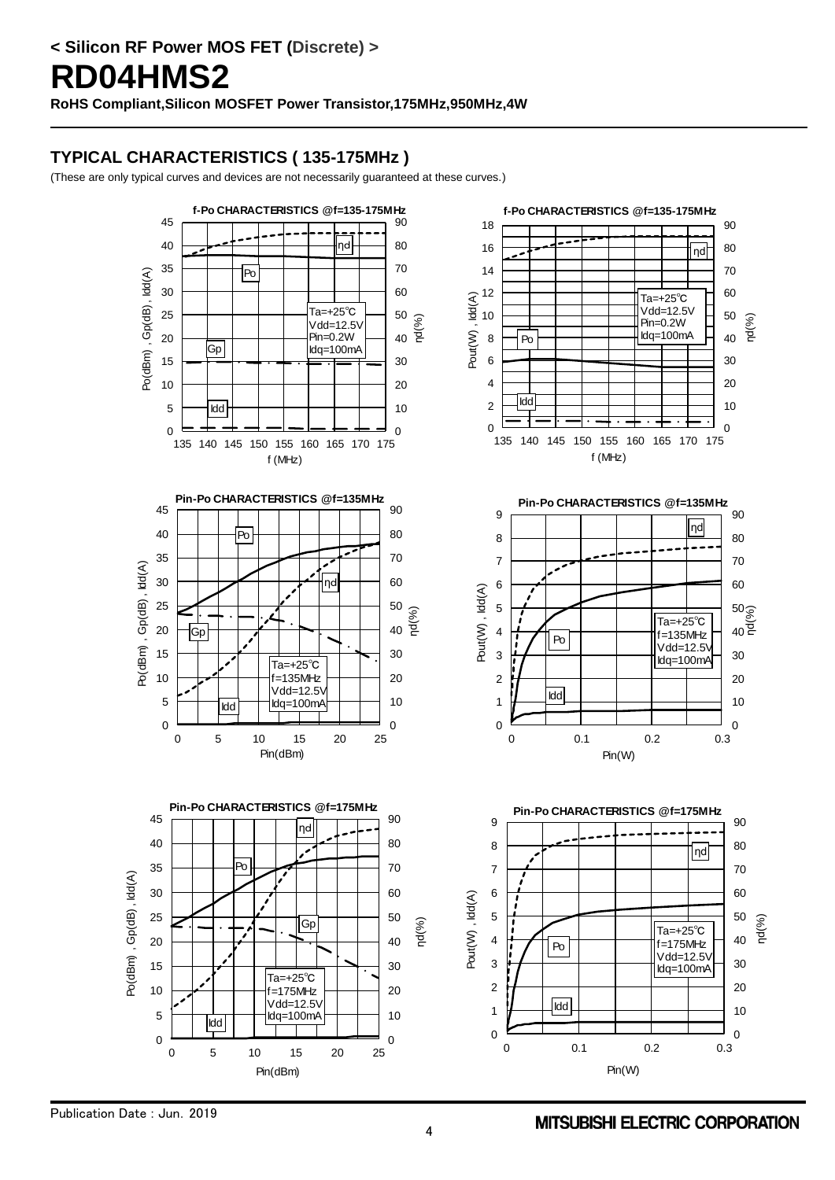# RD04HMS2

**< Silicon RF Power MOS FET (Discrete) >**

**RoHS Compliant,Silicon MOSFET Power Transistor,175MHz,950MHz,4W**

## TYPICAL CHARACTERISTICS ( 135-175MHz )

(These are only typical curves and devices are not necessarily guaranteed at these curves.)

**f-Po CHARACTERISTICS @f=135-175MHz**

Po(dBm) , Gp(dB) , Idd(A) / ηd(%) vs f (MHz) — Ta=+25℃, Vdd=12.5V, Pin=0.2W, Idq=100mA

**f-Po CHARACTERISTICS @f=135-175MHz**

Pout(W) , Idd(A) / ηd(%) vs f (MHz) — Ta=+25℃, Vdd=12.5V, Pin=0.2W, Idq=100mA

**Pin-Po CHARACTERISTICS @f=135MHz**

Po(dBm) , Gp(dB) , Idd(A) / ηd(%) vs Pin(dBm) — Ta=+25℃, f=135MHz, Vdd=12.5V, Idq=100mA

**Pin-Po CHARACTERISTICS @f=135MHz**

Pout(W) , Idd(A) / ηd(%) vs Pin(W) — Ta=+25℃, f=135MHz, Vdd=12.5V, Idq=100mA

**Pin-Po CHARACTERISTICS @f=175MHz**

Po(dBm) , Gp(dB) , Idd(A) / ηd(%) vs Pin(dBm) — Ta=+25℃, f=175MHz, Vdd=12.5V, Idq=100mA

**Pin-Po CHARACTERISTICS @f=175MHz**

Pout(W) , Idd(A) / ηd(%) vs Pin(W) — Ta=+25℃, f=175MHz, Vdd=12.5V, Idq=100mA

Publication Date : Jun. 2019

MITSUBISHI ELECTRIC CORPORATION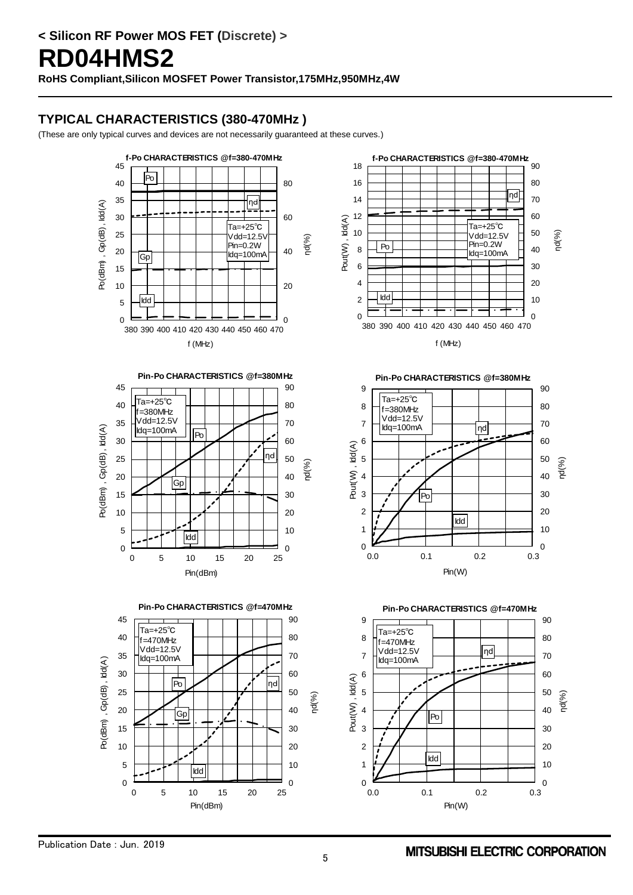< Silicon RF Power MOS FET (Discrete) >

# RD04HMS2

**RoHS Compliant,Silicon MOSFET Power Transistor,175MHz,950MHz,4W**

## TYPICAL CHARACTERISTICS (380-470MHz )

(These are only typical curves and devices are not necessarily guaranteed at these curves.)

**f-Po CHARACTERISTICS @f=380-470MHz**

Ta=+25℃
Vdd=12.5V
Pin=0.2W
Idq=100mA

**f-Po CHARACTERISTICS @f=380-470MHz**

Ta=+25℃
Vdd=12.5V
Pin=0.2W
Idq=100mA

**Pin-Po CHARACTERISTICS @f=380MHz**

Ta=+25℃
f=380MHz
Vdd=12.5V
Idq=100mA

**Pin-Po CHARACTERISTICS @f=380MHz**

Ta=+25℃
f=380MHz
Vdd=12.5V
Idq=100mA

**Pin-Po CHARACTERISTICS @f=470MHz**

Ta=+25℃
f=470MHz
Vdd=12.5V
Idq=100mA

**Pin-Po CHARACTERISTICS @f=470MHz**

Ta=+25℃
f=470MHz
Vdd=12.5V
Idq=100mA

Publication Date : Jun. 2019

MITSUBISHI ELECTRIC CORPORATION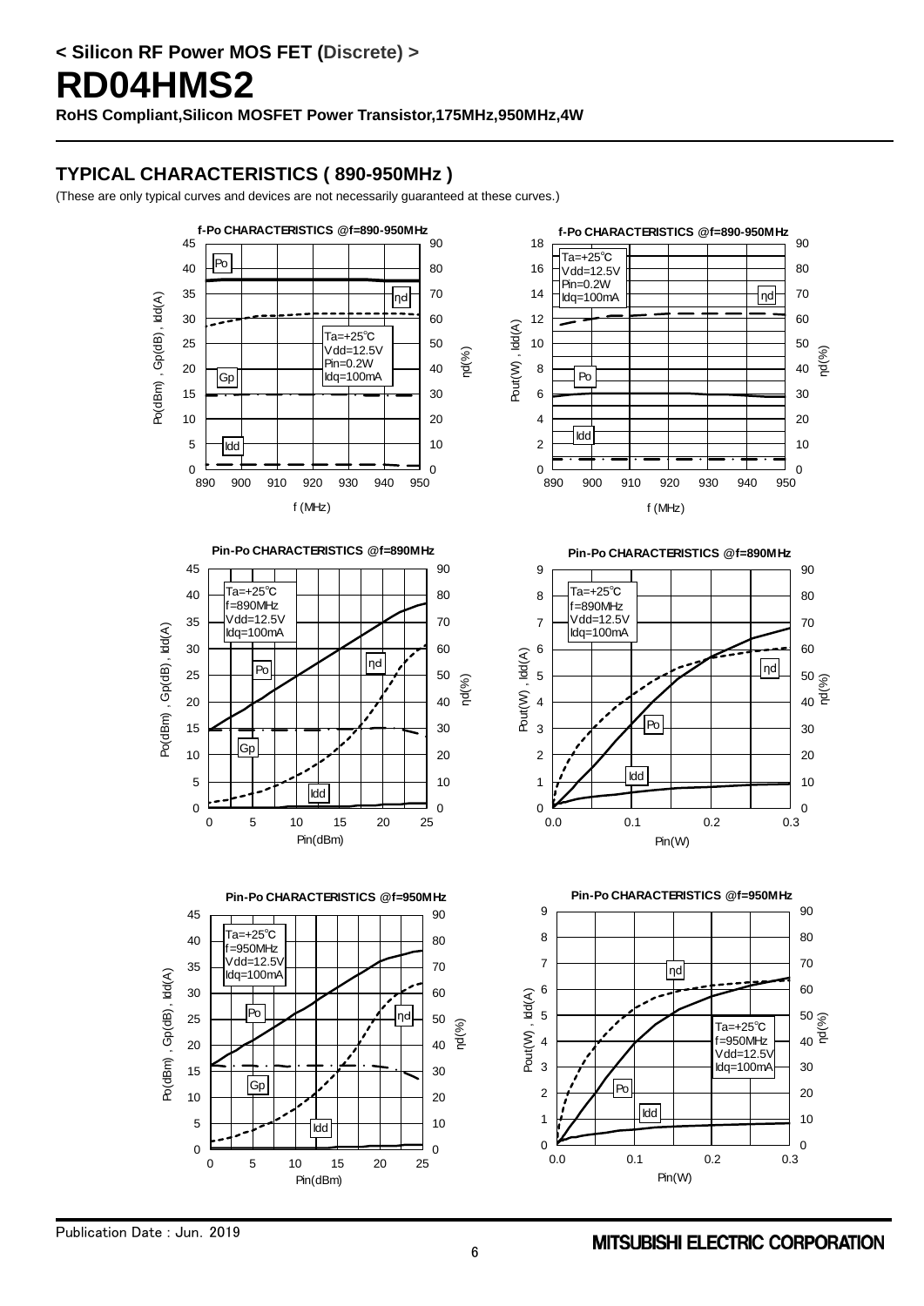## TYPICAL CHARACTERISTICS ( 890-950MHz )

(These are only typical curves and devices are not necessarily guaranteed at these curves.)

**f-Po CHARACTERISTICS @f=890-950MHz**

Ta=+25℃
Vdd=12.5V
Pin=0.2W
Idq=100mA

**f-Po CHARACTERISTICS @f=890-950MHz**

Ta=+25℃
Vdd=12.5V
Pin=0.2W
Idq=100mA

**Pin-Po CHARACTERISTICS @f=890MHz**

Ta=+25℃
f=890MHz
Vdd=12.5V
Idq=100mA

**Pin-Po CHARACTERISTICS @f=890MHz**

Ta=+25℃
f=890MHz
Vdd=12.5V
Idq=100mA

**Pin-Po CHARACTERISTICS @f=950MHz**

Ta=+25℃
f=950MHz
Vdd=12.5V
Idq=100mA

**Pin-Po CHARACTERISTICS @f=950MHz**

Ta=+25℃
f=950MHz
Vdd=12.5V
Idq=100mA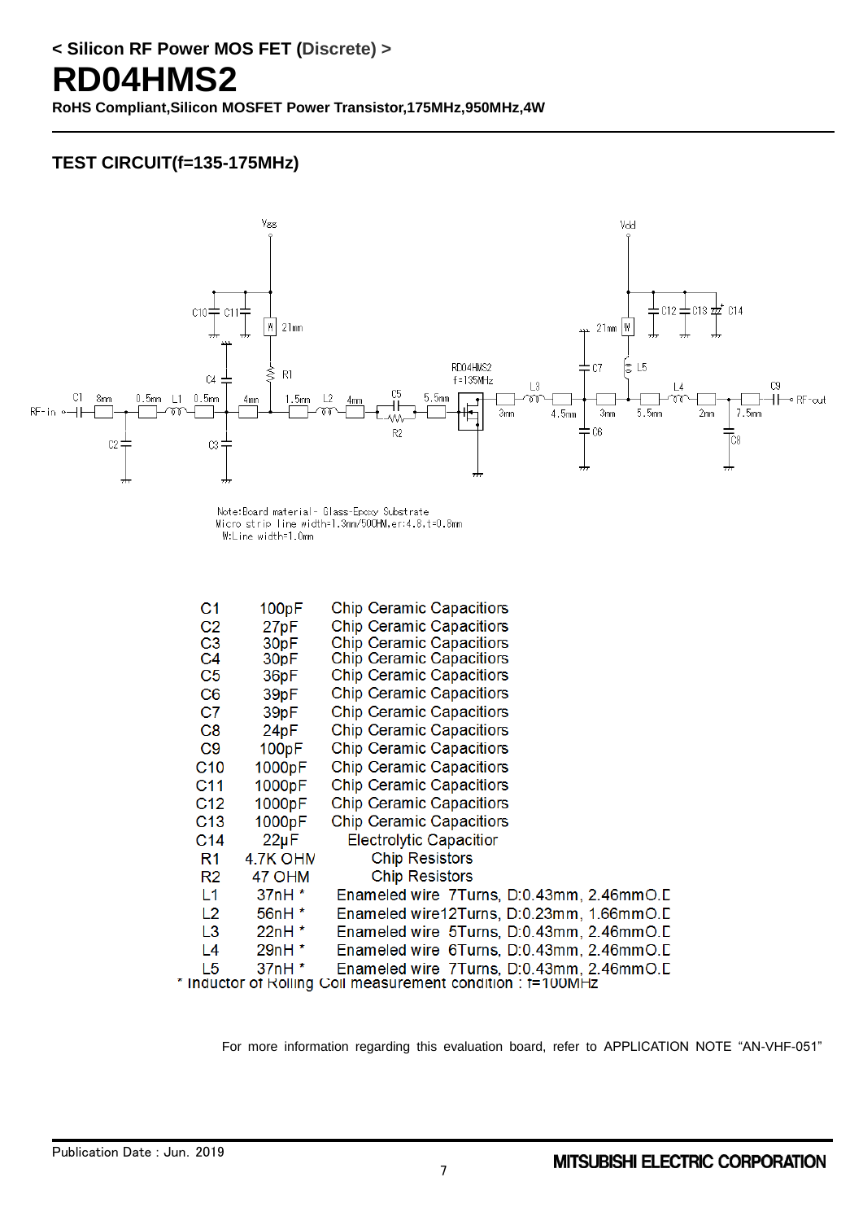## TEST CIRCUIT(f=135-175MHz)

Note:Board material - Glass-Epoxy Substrate
Micro strip line width=1.3mm/50OHM,er:4.8,t=0.8mm
W:Line width=1.0mm

| | | |
|---|---|---|
| C1 | 100pF | Chip Ceramic Capacitors |
| C2 | 27pF | Chip Ceramic Capacitors |
| C3 | 30pF | Chip Ceramic Capacitors |
| C4 | 30pF | Chip Ceramic Capacitors |
| C5 | 36pF | Chip Ceramic Capacitors |
| C6 | 39pF | Chip Ceramic Capacitors |
| C7 | 39pF | Chip Ceramic Capacitors |
| C8 | 24pF | Chip Ceramic Capacitors |
| C9 | 100pF | Chip Ceramic Capacitors |
| C10 | 1000pF | Chip Ceramic Capacitors |
| C11 | 1000pF | Chip Ceramic Capacitors |
| C12 | 1000pF | Chip Ceramic Capacitors |
| C13 | 1000pF | Chip Ceramic Capacitors |
| C14 | 22μF | Electrolytic Capacitior |
| R1 | 4.7K OHM | Chip Resistors |
| R2 | 47 OHM | Chip Resistors |
| L1 | 37nH * | Enameled wire 7Turns, D:0.43mm, 2.46mmO.D |
| L2 | 56nH * | Enameled wire12Turns, D:0.23mm, 1.66mmO.D |
| L3 | 22nH * | Enameled wire 5Turns, D:0.43mm, 2.46mmO.D |
| L4 | 29nH * | Enameled wire 6Turns, D:0.43mm, 2.46mmO.D |
| L5 | 37nH * | Enameled wire 7Turns, D:0.43mm, 2.46mmO.D |

* Inductor of Rolling Coil measurement condition : f=100MHz

For more information regarding this evaluation board, refer to APPLICATION NOTE “AN-VHF-051”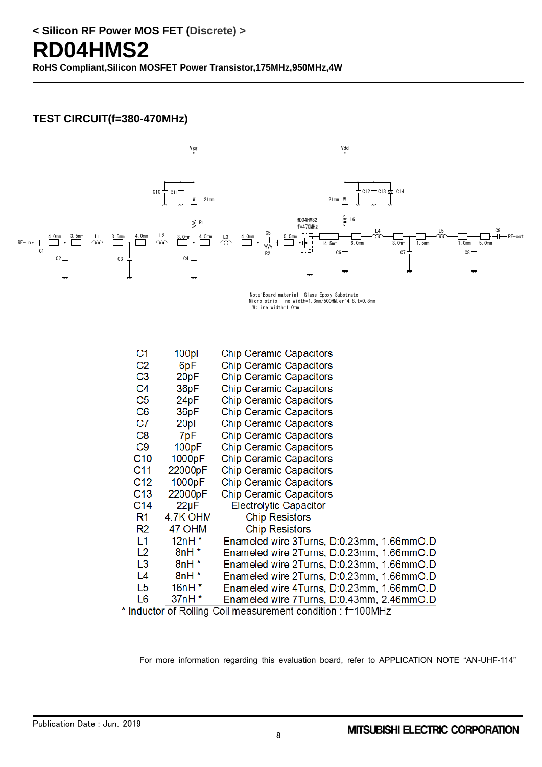< Silicon RF Power MOS FET (Discrete) >

# RD04HMS2

**RoHS Compliant,Silicon MOSFET Power Transistor,175MHz,950MHz,4W**

## TEST CIRCUIT(f=380-470MHz)

Note:Board material- Glass-Epoxy Substrate
Micro strip line width=1.3mm/50OHM,er:4.8,t=0.8mm
W:Line width=1.0mm

| | | |
|---|---|---|
| C1 | 100pF | Chip Ceramic Capacitors |
| C2 | 6pF | Chip Ceramic Capacitors |
| C3 | 20pF | Chip Ceramic Capacitors |
| C4 | 36pF | Chip Ceramic Capacitors |
| C5 | 24pF | Chip Ceramic Capacitors |
| C6 | 36pF | Chip Ceramic Capacitors |
| C7 | 20pF | Chip Ceramic Capacitors |
| C8 | 7pF | Chip Ceramic Capacitors |
| C9 | 100pF | Chip Ceramic Capacitors |
| C10 | 1000pF | Chip Ceramic Capacitors |
| C11 | 22000pF | Chip Ceramic Capacitors |
| C12 | 1000pF | Chip Ceramic Capacitors |
| C13 | 22000pF | Chip Ceramic Capacitors |
| C14 | 22μF | Electrolytic Capacitor |
| R1 | 4.7K OHM | Chip Resistors |
| R2 | 47 OHM | Chip Resistors |
| L1 | 12nH * | Enameled wire 3Turns, D:0.23mm, 1.66mmO.D |
| L2 | 8nH * | Enameled wire 2Turns, D:0.23mm, 1.66mmO.D |
| L3 | 8nH * | Enameled wire 2Turns, D:0.23mm, 1.66mmO.D |
| L4 | 8nH * | Enameled wire 2Turns, D:0.23mm, 1.66mmO.D |
| L5 | 16nH * | Enameled wire 4Turns, D:0.23mm, 1.66mmO.D |
| L6 | 37nH * | Enameled wire 7Turns, D:0.43mm, 2.46mmO.D |

* Inductor of Rolling Coil measurement condition : f=100MHz

For more information regarding this evaluation board, refer to APPLICATION NOTE “AN-UHF-114”

Publication Date : Jun. 2019

MITSUBISHI ELECTRIC CORPORATION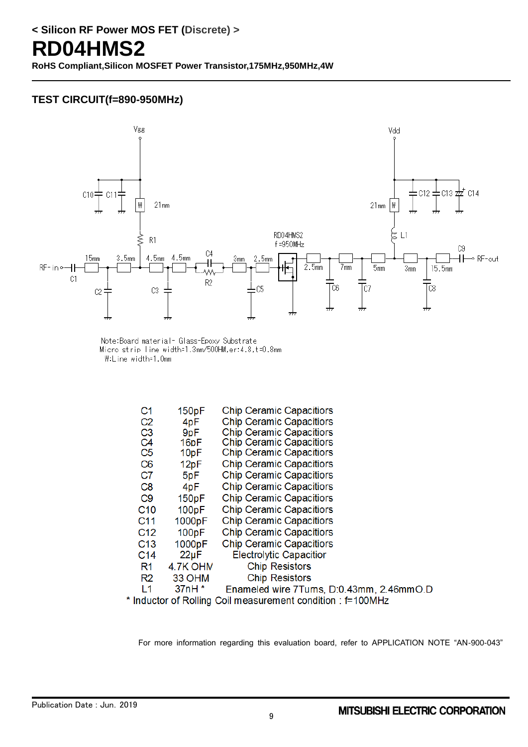< Silicon RF Power MOS FET (Discrete) >

# RD04HMS2

**RoHS Compliant,Silicon MOSFET Power Transistor,175MHz,950MHz,4W**

## TEST CIRCUIT(f=890-950MHz)

Note:Board material- Glass-Epoxy Substrate
Micro strip line width=1.3mm/50OHM,er:4.8,t=0.8mm
W:Line width=1.0mm

| | | |
|---|---|---|
| C1 | 150pF | Chip Ceramic Capacitors |
| C2 | 4pF | Chip Ceramic Capacitors |
| C3 | 9pF | Chip Ceramic Capacitors |
| C4 | 16pF | Chip Ceramic Capacitors |
| C5 | 10pF | Chip Ceramic Capacitors |
| C6 | 12pF | Chip Ceramic Capacitors |
| C7 | 5pF | Chip Ceramic Capacitors |
| C8 | 4pF | Chip Ceramic Capacitors |
| C9 | 150pF | Chip Ceramic Capacitors |
| C10 | 100pF | Chip Ceramic Capacitors |
| C11 | 1000pF | Chip Ceramic Capacitors |
| C12 | 100pF | Chip Ceramic Capacitors |
| C13 | 1000pF | Chip Ceramic Capacitors |
| C14 | 22μF | Electrolytic Capacitior |
| R1 | 4.7K OHM | Chip Resistors |
| R2 | 33 OHM | Chip Resistors |
| L1 | 37nH * | Enameled wire 7Turns, D:0.43mm, 2.46mmO.D |

* Inductor of Rolling Coil measurement condition : f=100MHz

For more information regarding this evaluation board, refer to APPLICATION NOTE "AN-900-043"

Publication Date : Jun. 2019

MITSUBISHI ELECTRIC CORPORATION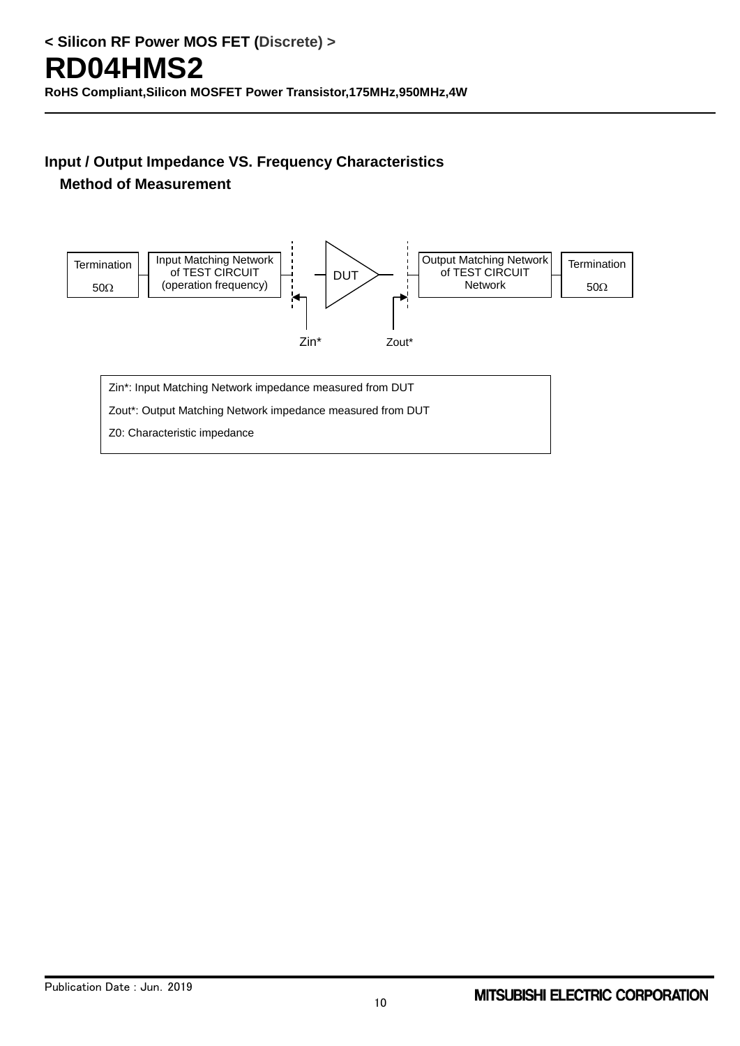## Input / Output Impedance VS. Frequency Characteristics

### Method of Measurement

Termination 50Ω | Input Matching Network of TEST CIRCUIT (operation frequency) | DUT | Output Matching Network of TEST CIRCUIT Network | Termination 50Ω

Zin* Zout*

Zin*: Input Matching Network impedance measured from DUT

Zout*: Output Matching Network impedance measured from DUT

Z0: Characteristic impedance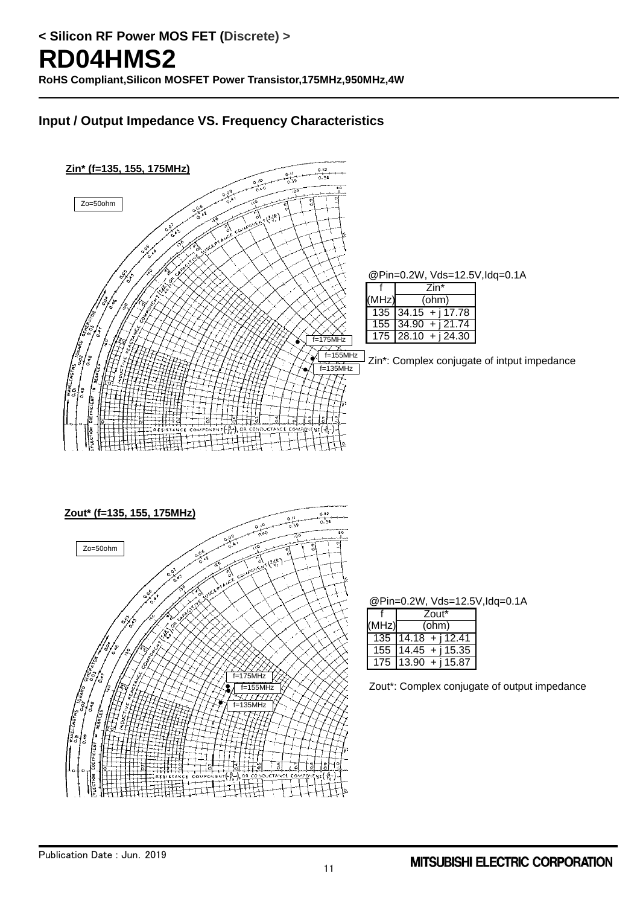## < Silicon RF Power MOS FET (Discrete) >

# RD04HMS2

**RoHS Compliant,Silicon MOSFET Power Transistor,175MHz,950MHz,4W**

### Input / Output Impedance VS. Frequency Characteristics

**Zin* (f=135, 155, 175MHz)**

Zo=50ohm

@Pin=0.2W, Vds=12.5V,Idq=0.1A

| f (MHz) | Zin* (ohm) |
|---|---|
| 135 | 34.15 + j 17.78 |
| 155 | 34.90 + j 21.74 |
| 175 | 28.10 + j 24.30 |

Zin*: Complex conjugate of intput impedance

**Zout* (f=135, 155, 175MHz)**

Zo=50ohm

@Pin=0.2W, Vds=12.5V,Idq=0.1A

| f (MHz) | Zout* (ohm) |
|---|---|
| 135 | 14.18 + j 12.41 |
| 155 | 14.45 + j 15.35 |
| 175 | 13.90 + j 15.87 |

Zout*: Complex conjugate of output impedance

Publication Date : Jun. 2019

MITSUBISHI ELECTRIC CORPORATION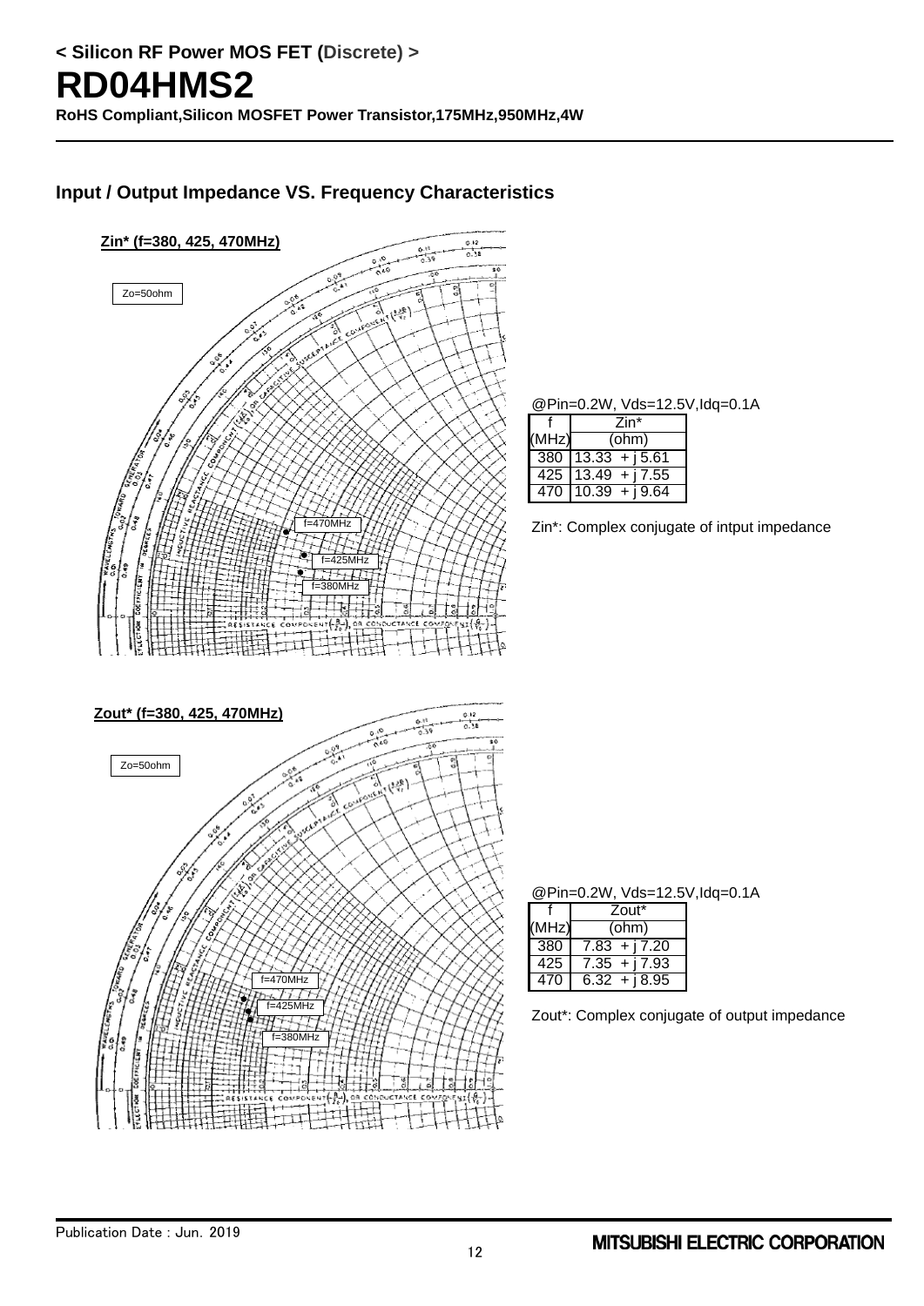< Silicon RF Power MOS FET (Discrete) >

# RD04HMS2

**RoHS Compliant,Silicon MOSFET Power Transistor,175MHz,950MHz,4W**

## Input / Output Impedance VS. Frequency Characteristics

**Zin* (f=380, 425, 470MHz)**

Zo=50ohm

@Pin=0.2W, Vds=12.5V,Idq=0.1A

| f (MHz) | Zin* (ohm) |
|---|---|
| 380 | 13.33 + j 5.61 |
| 425 | 13.49 + j 7.55 |
| 470 | 10.39 + j 9.64 |

Zin*: Complex conjugate of intput impedance

**Zout* (f=380, 425, 470MHz)**

Zo=50ohm

@Pin=0.2W, Vds=12.5V,Idq=0.1A

| f (MHz) | Zout* (ohm) |
|---|---|
| 380 | 7.83 + j 7.20 |
| 425 | 7.35 + j 7.93 |
| 470 | 6.32 + j 8.95 |

Zout*: Complex conjugate of output impedance

Publication Date : Jun. 2019

MITSUBISHI ELECTRIC CORPORATION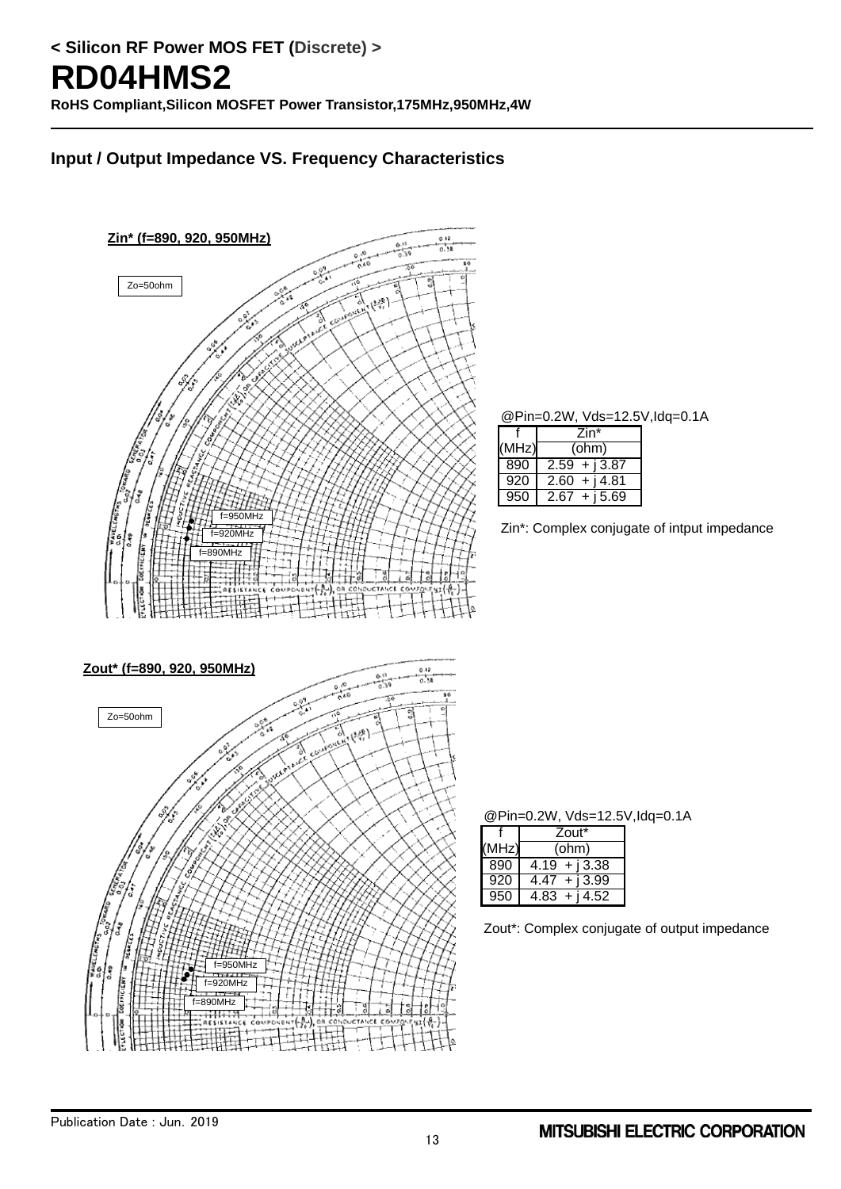< Silicon RF Power MOS FET (Discrete) >

# RD04HMS2

**RoHS Compliant,Silicon MOSFET Power Transistor,175MHz,950MHz,4W**

## Input / Output Impedance VS. Frequency Characteristics

**Zin* (f=890, 920, 950MHz)**

Zo=50ohm

f=950MHz
f=920MHz
f=890MHz

@Pin=0.2W, Vds=12.5V,Idq=0.1A

| f (MHz) | Zin* (ohm) |
|---|---|
| 890 | 2.59 + j 3.87 |
| 920 | 2.60 + j 4.81 |
| 950 | 2.67 + j 5.69 |

Zin*: Complex conjugate of intput impedance

**Zout* (f=890, 920, 950MHz)**

Zo=50ohm

f=950MHz
f=920MHz
f=890MHz

@Pin=0.2W, Vds=12.5V,Idq=0.1A

| f (MHz) | Zout* (ohm) |
|---|---|
| 890 | 4.19 + j 3.38 |
| 920 | 4.47 + j 3.99 |
| 950 | 4.83 + j 4.52 |

Zout*: Complex conjugate of output impedance

Publication Date : Jun. 2019

MITSUBISHI ELECTRIC CORPORATION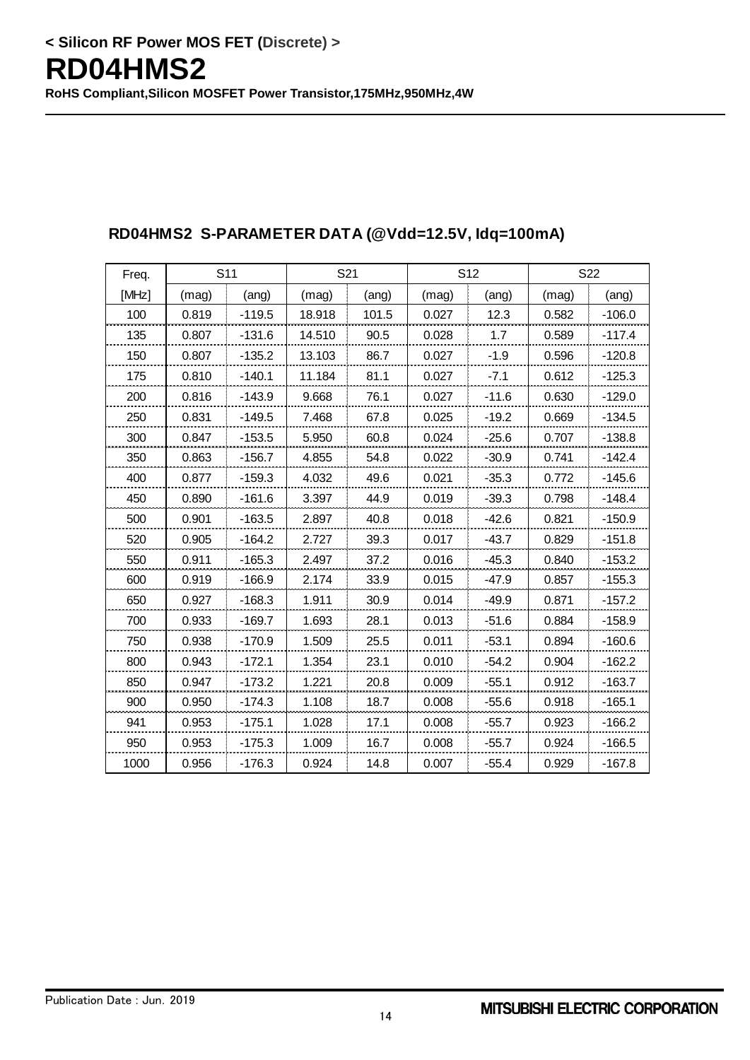**< Silicon RF Power MOS FET (Discrete) >**

# RD04HMS2

**RoHS Compliant,Silicon MOSFET Power Transistor,175MHz,950MHz,4W**

## RD04HMS2 S-PARAMETER DATA (@Vdd=12.5V, Idq=100mA)

| Freq. | S11 | | S21 | | S12 | | S22 | |
|---|---|---|---|---|---|---|---|---|
| [MHz] | (mag) | (ang) | (mag) | (ang) | (mag) | (ang) | (mag) | (ang) |
| 100 | 0.819 | -119.5 | 18.918 | 101.5 | 0.027 | 12.3 | 0.582 | -106.0 |
| 135 | 0.807 | -131.6 | 14.510 | 90.5 | 0.028 | 1.7 | 0.589 | -117.4 |
| 150 | 0.807 | -135.2 | 13.103 | 86.7 | 0.027 | -1.9 | 0.596 | -120.8 |
| 175 | 0.810 | -140.1 | 11.184 | 81.1 | 0.027 | -7.1 | 0.612 | -125.3 |
| 200 | 0.816 | -143.9 | 9.668 | 76.1 | 0.027 | -11.6 | 0.630 | -129.0 |
| 250 | 0.831 | -149.5 | 7.468 | 67.8 | 0.025 | -19.2 | 0.669 | -134.5 |
| 300 | 0.847 | -153.5 | 5.950 | 60.8 | 0.024 | -25.6 | 0.707 | -138.8 |
| 350 | 0.863 | -156.7 | 4.855 | 54.8 | 0.022 | -30.9 | 0.741 | -142.4 |
| 400 | 0.877 | -159.3 | 4.032 | 49.6 | 0.021 | -35.3 | 0.772 | -145.6 |
| 450 | 0.890 | -161.6 | 3.397 | 44.9 | 0.019 | -39.3 | 0.798 | -148.4 |
| 500 | 0.901 | -163.5 | 2.897 | 40.8 | 0.018 | -42.6 | 0.821 | -150.9 |
| 520 | 0.905 | -164.2 | 2.727 | 39.3 | 0.017 | -43.7 | 0.829 | -151.8 |
| 550 | 0.911 | -165.3 | 2.497 | 37.2 | 0.016 | -45.3 | 0.840 | -153.2 |
| 600 | 0.919 | -166.9 | 2.174 | 33.9 | 0.015 | -47.9 | 0.857 | -155.3 |
| 650 | 0.927 | -168.3 | 1.911 | 30.9 | 0.014 | -49.9 | 0.871 | -157.2 |
| 700 | 0.933 | -169.7 | 1.693 | 28.1 | 0.013 | -51.6 | 0.884 | -158.9 |
| 750 | 0.938 | -170.9 | 1.509 | 25.5 | 0.011 | -53.1 | 0.894 | -160.6 |
| 800 | 0.943 | -172.1 | 1.354 | 23.1 | 0.010 | -54.2 | 0.904 | -162.2 |
| 850 | 0.947 | -173.2 | 1.221 | 20.8 | 0.009 | -55.1 | 0.912 | -163.7 |
| 900 | 0.950 | -174.3 | 1.108 | 18.7 | 0.008 | -55.6 | 0.918 | -165.1 |
| 941 | 0.953 | -175.1 | 1.028 | 17.1 | 0.008 | -55.7 | 0.923 | -166.2 |
| 950 | 0.953 | -175.3 | 1.009 | 16.7 | 0.008 | -55.7 | 0.924 | -166.5 |
| 1000 | 0.956 | -176.3 | 0.924 | 14.8 | 0.007 | -55.4 | 0.929 | -167.8 |

Publication Date : Jun. 2019

MITSUBISHI ELECTRIC CORPORATION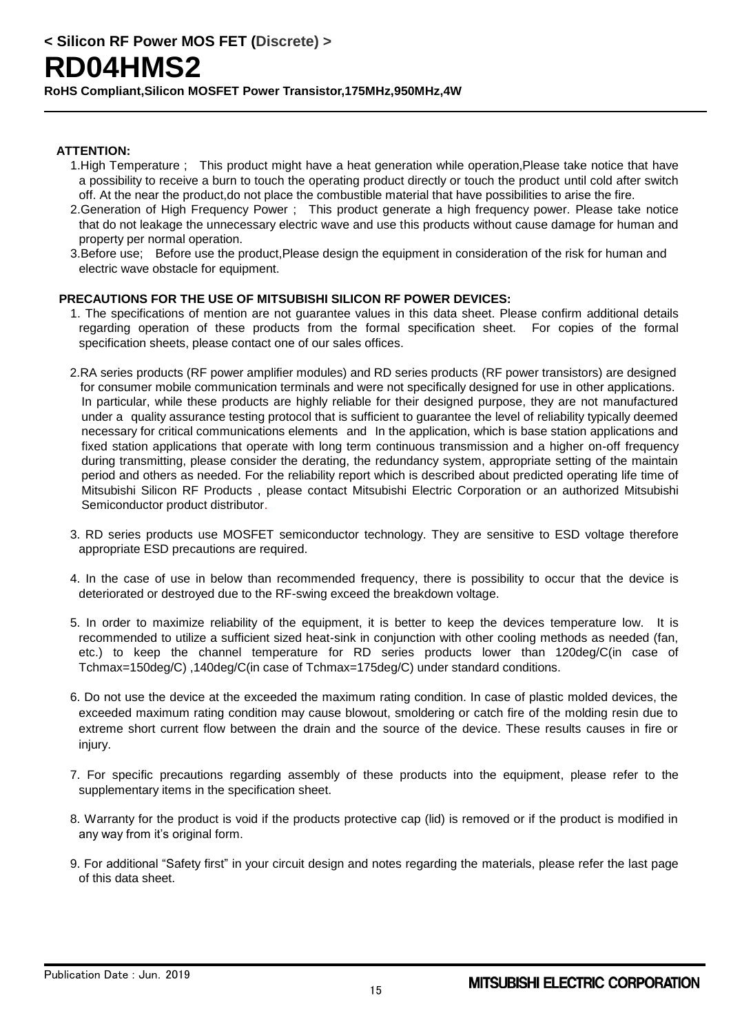## ATTENTION:

1. High Temperature ; This product might have a heat generation while operation,Please take notice that have a possibility to receive a burn to touch the operating product directly or touch the product until cold after switch off. At the near the product,do not place the combustible material that have possibilities to arise the fire.
2. Generation of High Frequency Power ; This product generate a high frequency power. Please take notice that do not leakage the unnecessary electric wave and use this products without cause damage for human and property per normal operation.
3. Before use; Before use the product,Please design the equipment in consideration of the risk for human and electric wave obstacle for equipment.

## PRECAUTIONS FOR THE USE OF MITSUBISHI SILICON RF POWER DEVICES:

1. The specifications of mention are not guarantee values in this data sheet. Please confirm additional details regarding operation of these products from the formal specification sheet. For copies of the formal specification sheets, please contact one of our sales offices.

2. RA series products (RF power amplifier modules) and RD series products (RF power transistors) are designed for consumer mobile communication terminals and were not specifically designed for use in other applications. In particular, while these products are highly reliable for their designed purpose, they are not manufactured under a quality assurance testing protocol that is sufficient to guarantee the level of reliability typically deemed necessary for critical communications elements and In the application, which is base station applications and fixed station applications that operate with long term continuous transmission and a higher on-off frequency during transmitting, please consider the derating, the redundancy system, appropriate setting of the maintain period and others as needed. For the reliability report which is described about predicted operating life time of Mitsubishi Silicon RF Products , please contact Mitsubishi Electric Corporation or an authorized Mitsubishi Semiconductor product distributor.

3. RD series products use MOSFET semiconductor technology. They are sensitive to ESD voltage therefore appropriate ESD precautions are required.

4. In the case of use in below than recommended frequency, there is possibility to occur that the device is deteriorated or destroyed due to the RF-swing exceed the breakdown voltage.

5. In order to maximize reliability of the equipment, it is better to keep the devices temperature low. It is recommended to utilize a sufficient sized heat-sink in conjunction with other cooling methods as needed (fan, etc.) to keep the channel temperature for RD series products lower than 120deg/C(in case of Tchmax=150deg/C) ,140deg/C(in case of Tchmax=175deg/C) under standard conditions.

6. Do not use the device at the exceeded the maximum rating condition. In case of plastic molded devices, the exceeded maximum rating condition may cause blowout, smoldering or catch fire of the molding resin due to extreme short current flow between the drain and the source of the device. These results causes in fire or injury.

7. For specific precautions regarding assembly of these products into the equipment, please refer to the supplementary items in the specification sheet.

8. Warranty for the product is void if the products protective cap (lid) is removed or if the product is modified in any way from it's original form.

9. For additional "Safety first" in your circuit design and notes regarding the materials, please refer the last page of this data sheet.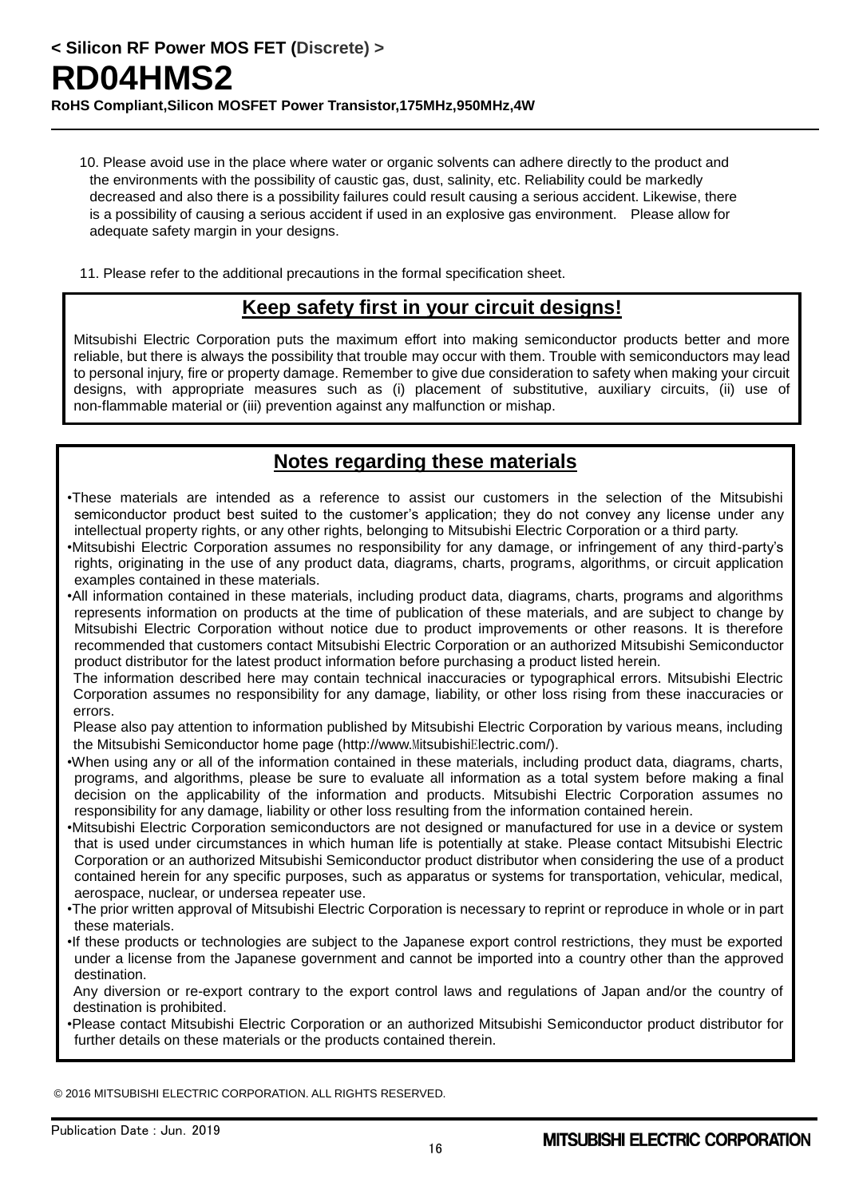10. Please avoid use in the place where water or organic solvents can adhere directly to the product and the environments with the possibility of caustic gas, dust, salinity, etc. Reliability could be markedly decreased and also there is a possibility failures could result causing a serious accident. Likewise, there is a possibility of causing a serious accident if used in an explosive gas environment. Please allow for adequate safety margin in your designs.

11. Please refer to the additional precautions in the formal specification sheet.

## Keep safety first in your circuit designs!

Mitsubishi Electric Corporation puts the maximum effort into making semiconductor products better and more reliable, but there is always the possibility that trouble may occur with them. Trouble with semiconductors may lead to personal injury, fire or property damage. Remember to give due consideration to safety when making your circuit designs, with appropriate measures such as (i) placement of substitutive, auxiliary circuits, (ii) use of non-flammable material or (iii) prevention against any malfunction or mishap.

## Notes regarding these materials

- These materials are intended as a reference to assist our customers in the selection of the Mitsubishi semiconductor product best suited to the customer's application; they do not convey any license under any intellectual property rights, or any other rights, belonging to Mitsubishi Electric Corporation or a third party.
- Mitsubishi Electric Corporation assumes no responsibility for any damage, or infringement of any third-party's rights, originating in the use of any product data, diagrams, charts, programs, algorithms, or circuit application examples contained in these materials.
- All information contained in these materials, including product data, diagrams, charts, programs and algorithms represents information on products at the time of publication of these materials, and are subject to change by Mitsubishi Electric Corporation without notice due to product improvements or other reasons. It is therefore recommended that customers contact Mitsubishi Electric Corporation or an authorized Mitsubishi Semiconductor product distributor for the latest product information before purchasing a product listed herein.
  The information described here may contain technical inaccuracies or typographical errors. Mitsubishi Electric Corporation assumes no responsibility for any damage, liability, or other loss rising from these inaccuracies or errors.
  Please also pay attention to information published by Mitsubishi Electric Corporation by various means, including the Mitsubishi Semiconductor home page (http://www.MitsubishiElectric.com/).
- When using any or all of the information contained in these materials, including product data, diagrams, charts, programs, and algorithms, please be sure to evaluate all information as a total system before making a final decision on the applicability of the information and products. Mitsubishi Electric Corporation assumes no responsibility for any damage, liability or other loss resulting from the information contained herein.
- Mitsubishi Electric Corporation semiconductors are not designed or manufactured for use in a device or system that is used under circumstances in which human life is potentially at stake. Please contact Mitsubishi Electric Corporation or an authorized Mitsubishi Semiconductor product distributor when considering the use of a product contained herein for any specific purposes, such as apparatus or systems for transportation, vehicular, medical, aerospace, nuclear, or undersea repeater use.
- The prior written approval of Mitsubishi Electric Corporation is necessary to reprint or reproduce in whole or in part these materials.
- If these products or technologies are subject to the Japanese export control restrictions, they must be exported under a license from the Japanese government and cannot be imported into a country other than the approved destination.
  Any diversion or re-export contrary to the export control laws and regulations of Japan and/or the country of destination is prohibited.
- Please contact Mitsubishi Electric Corporation or an authorized Mitsubishi Semiconductor product distributor for further details on these materials or the products contained therein.

© 2016 MITSUBISHI ELECTRIC CORPORATION. ALL RIGHTS RESERVED.